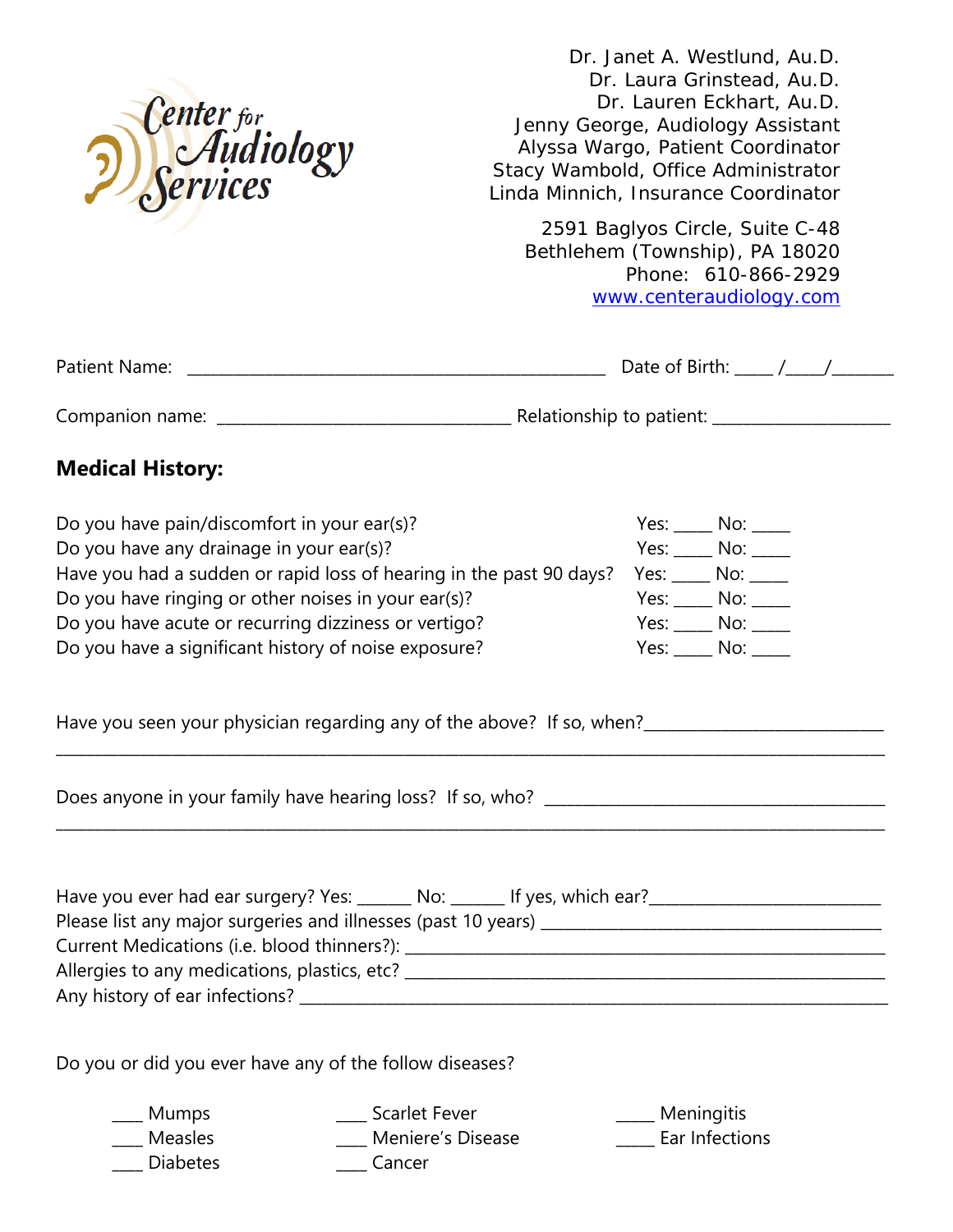Center for Audiology Services

Dr. Janet A. Westlund, Au.D.
Dr. Laura Grinstead, Au.D.
Dr. Lauren Eckhart, Au.D.
Jenny George, Audiology Assistant
Alyssa Wargo, Patient Coordinator
Stacy Wambold, Office Administrator
Linda Minnich, Insurance Coordinator

2591 Baglyos Circle, Suite C-48
Bethlehem (Township), PA 18020
Phone: 610-866-2929
[www.centeraudiology.com](http://www.centeraudiology.com)

Patient Name: _______________________________________________ Date of Birth: ____ /____/_______

Companion name: _________________________________ Relationship to patient: ____________________

## Medical History:

Do you have pain/discomfort in your ear(s)? Yes: ____ No: ____
Do you have any drainage in your ear(s)? Yes: ____ No: ____
Have you had a sudden or rapid loss of hearing in the past 90 days? Yes: ____ No: ____
Do you have ringing or other noises in your ear(s)? Yes: ____ No: ____
Do you have acute or recurring dizziness or vertigo? Yes: ____ No: ____
Do you have a significant history of noise exposure? Yes: ____ No: ____

Have you seen your physician regarding any of the above? If so, when?___________________________
______________________________________________________________________________________

Does anyone in your family have hearing loss? If so, who? ______________________________________
______________________________________________________________________________________

Have you ever had ear surgery? Yes: ______ No: ______ If yes, which ear?__________________________
Please list any major surgeries and illnesses (past 10 years) ______________________________________
Current Medications (i.e. blood thinners?): __________________________________________________
Allergies to any medications, plastics, etc? __________________________________________________
Any history of ear infections? _____________________________________________________________

Do you or did you ever have any of the follow diseases?

____ Mumps
____ Measles
____ Diabetes
____ Scarlet Fever
____ Meniere's Disease
____ Cancer
_____ Meningitis
_____ Ear Infections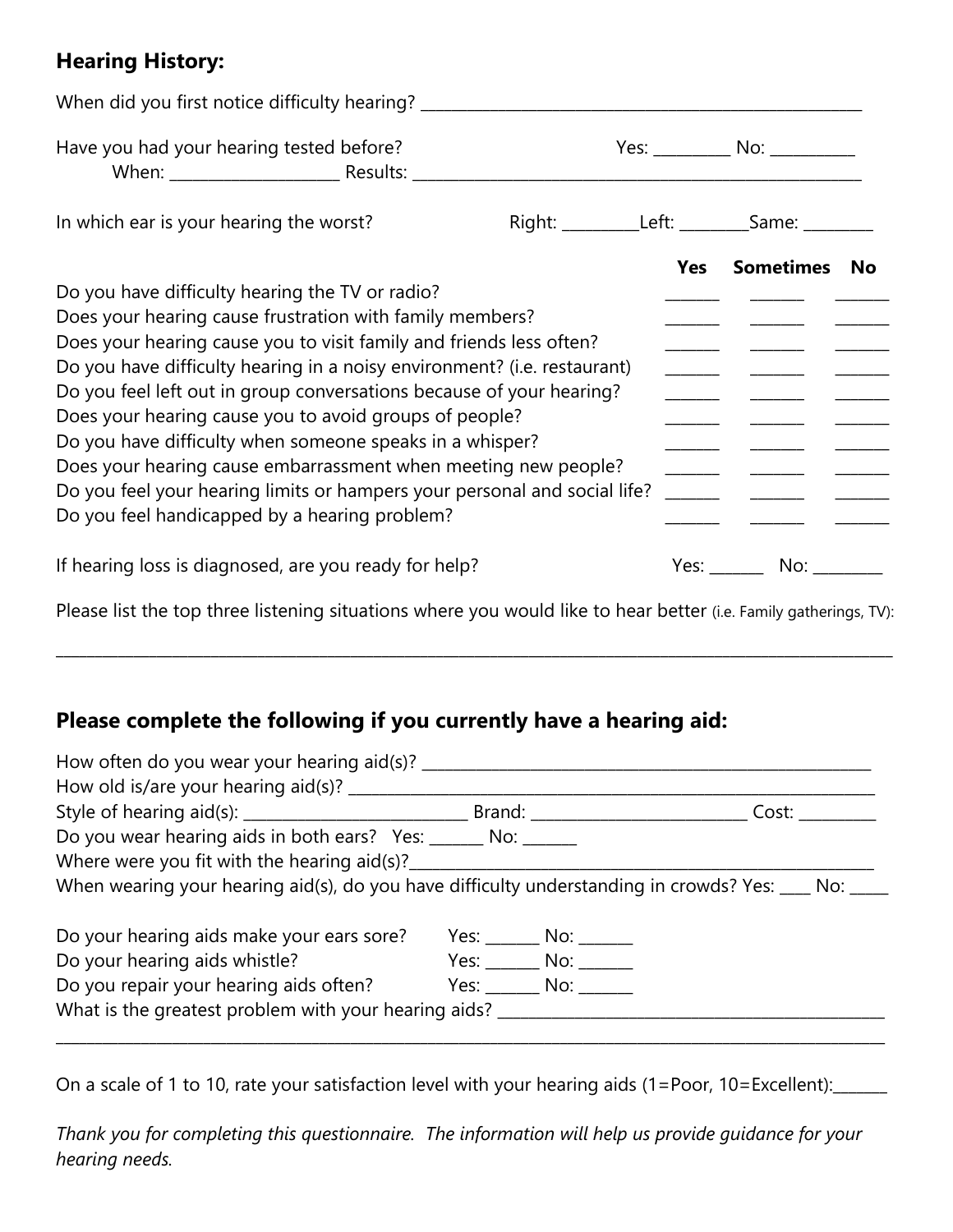## Hearing History:

When did you first notice difficulty hearing? ____________________________________________

Have you had your hearing tested before? Yes: _________ No: __________
When: ____________________ Results: ____________________________________________

In which ear is your hearing the worst? Right: _________Left: ________Same: ________

| | Yes | Sometimes | No |
|---|---|---|---|
| Do you have difficulty hearing the TV or radio? | ______ | ______ | ______ |
| Does your hearing cause frustration with family members? | ______ | ______ | ______ |
| Does your hearing cause you to visit family and friends less often? | ______ | ______ | ______ |
| Do you have difficulty hearing in a noisy environment? (i.e. restaurant) | ______ | ______ | ______ |
| Do you feel left out in group conversations because of your hearing? | ______ | ______ | ______ |
| Does your hearing cause you to avoid groups of people? | ______ | ______ | ______ |
| Do you have difficulty when someone speaks in a whisper? | ______ | ______ | ______ |
| Does your hearing cause embarrassment when meeting new people? | ______ | ______ | ______ |
| Do you feel your hearing limits or hampers your personal and social life? | ______ | ______ | ______ |
| Do you feel handicapped by a hearing problem? | ______ | ______ | ______ |

If hearing loss is diagnosed, are you ready for help? Yes: ______ No: ________

Please list the top three listening situations where you would like to hear better (i.e. Family gatherings, TV):

______________________________________________________________________________________

## Please complete the following if you currently have a hearing aid:

How often do you wear your hearing aid(s)? ____________________________________________
How old is/are your hearing aid(s)? __________________________________________________
Style of hearing aid(s): _________________________ Brand: ________________________ Cost: _________
Do you wear hearing aids in both ears? Yes: ______ No: ______
Where were you fit with the hearing aid(s)?____________________________________________
When wearing your hearing aid(s), do you have difficulty understanding in crowds? Yes: ____ No: _____

Do your hearing aids make your ears sore? Yes: ______ No: ______
Do your hearing aids whistle? Yes: ______ No: ______
Do you repair your hearing aids often? Yes: ______ No: ______
What is the greatest problem with your hearing aids? ____________________________________
______________________________________________________________________________________

On a scale of 1 to 10, rate your satisfaction level with your hearing aids (1=Poor, 10=Excellent):______

*Thank you for completing this questionnaire. The information will help us provide guidance for your hearing needs.*